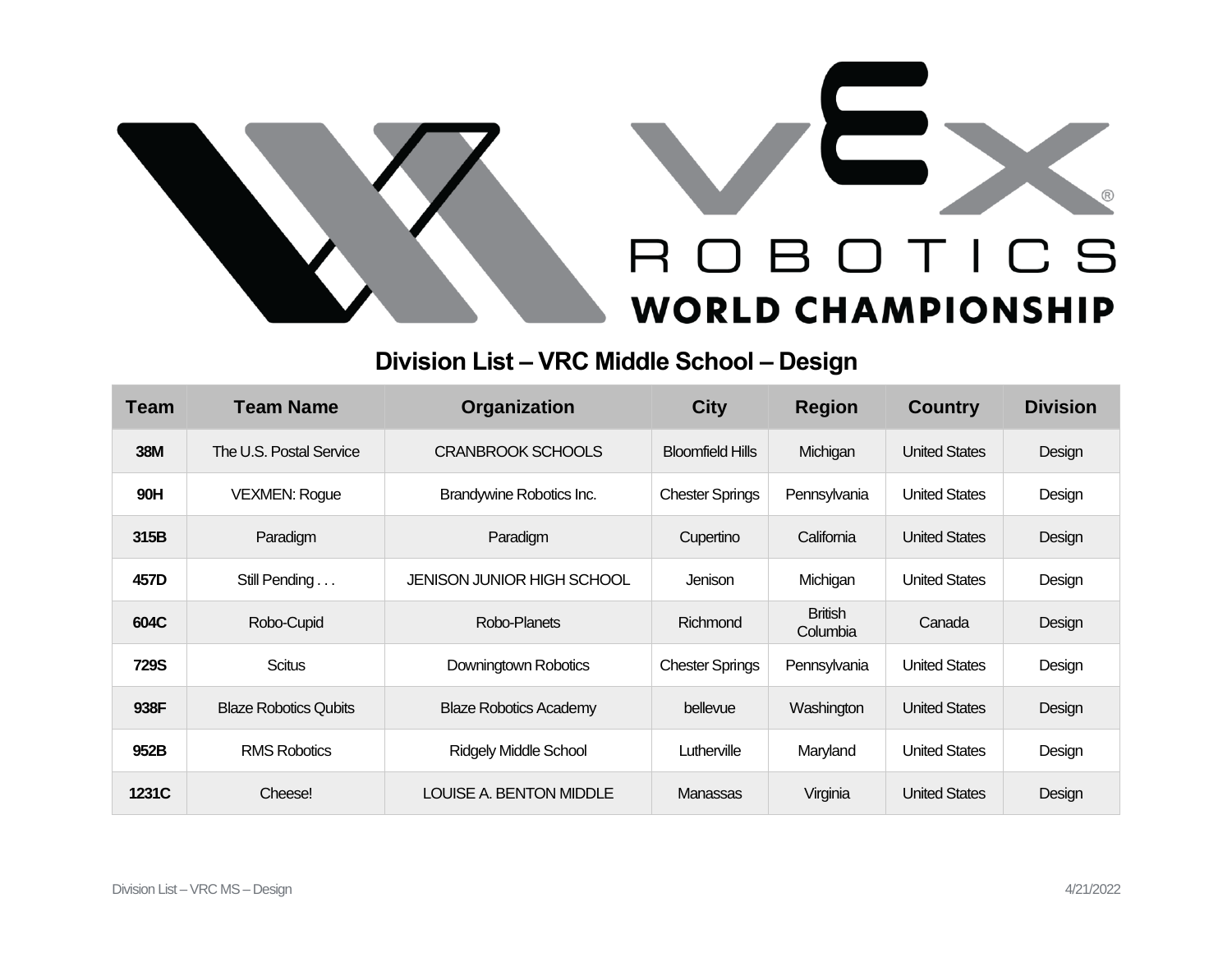# Division List – VRC Middle School – Design

| Team | Team Name | Organization | City | Region | Country | Division |
|---|---|---|---|---|---|---|
| 38M | The U.S. Postal Service | CRANBROOK SCHOOLS | Bloomfield Hills | Michigan | United States | Design |
| 90H | VEXMEN: Rogue | Brandywine Robotics Inc. | Chester Springs | Pennsylvania | United States | Design |
| 315B | Paradigm | Paradigm | Cupertino | California | United States | Design |
| 457D | Still Pending . . . | JENISON JUNIOR HIGH SCHOOL | Jenison | Michigan | United States | Design |
| 604C | Robo-Cupid | Robo-Planets | Richmond | British Columbia | Canada | Design |
| 729S | Scitus | Downingtown Robotics | Chester Springs | Pennsylvania | United States | Design |
| 938F | Blaze Robotics Qubits | Blaze Robotics Academy | bellevue | Washington | United States | Design |
| 952B | RMS Robotics | Ridgely Middle School | Lutherville | Maryland | United States | Design |
| 1231C | Cheese! | LOUISE A. BENTON MIDDLE | Manassas | Virginia | United States | Design |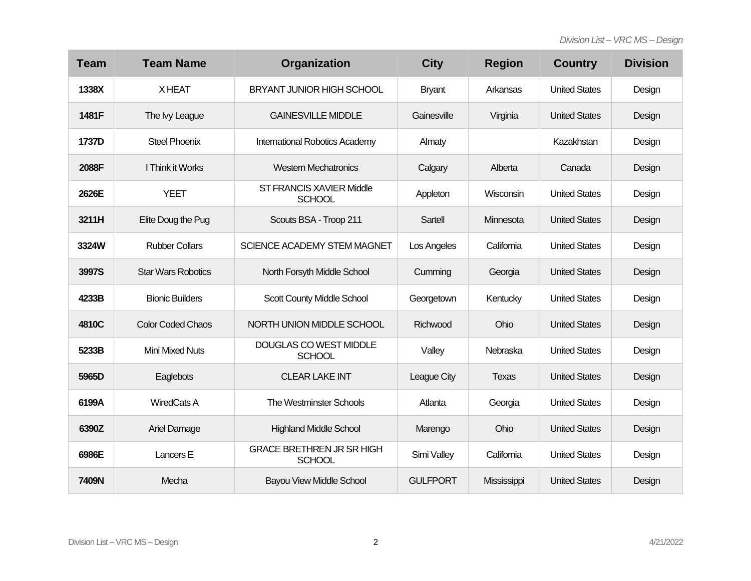| Team | Team Name | Organization | City | Region | Country | Division |
|---|---|---|---|---|---|---|
| **1338X** | X HEAT | BRYANT JUNIOR HIGH SCHOOL | Bryant | Arkansas | United States | Design |
| **1481F** | The Ivy League | GAINESVILLE MIDDLE | Gainesville | Virginia | United States | Design |
| **1737D** | Steel Phoenix | International Robotics Academy | Almaty | | Kazakhstan | Design |
| **2088F** | I Think it Works | Western Mechatronics | Calgary | Alberta | Canada | Design |
| **2626E** | YEET | ST FRANCIS XAVIER Middle SCHOOL | Appleton | Wisconsin | United States | Design |
| **3211H** | Elite Doug the Pug | Scouts BSA - Troop 211 | Sartell | Minnesota | United States | Design |
| **3324W** | Rubber Collars | SCIENCE ACADEMY STEM MAGNET | Los Angeles | California | United States | Design |
| **3997S** | Star Wars Robotics | North Forsyth Middle School | Cumming | Georgia | United States | Design |
| **4233B** | Bionic Builders | Scott County Middle School | Georgetown | Kentucky | United States | Design |
| **4810C** | Color Coded Chaos | NORTH UNION MIDDLE SCHOOL | Richwood | Ohio | United States | Design |
| **5233B** | Mini Mixed Nuts | DOUGLAS CO WEST MIDDLE SCHOOL | Valley | Nebraska | United States | Design |
| **5965D** | Eaglebots | CLEAR LAKE INT | League City | Texas | United States | Design |
| **6199A** | WiredCats A | The Westminster Schools | Atlanta | Georgia | United States | Design |
| **6390Z** | Ariel Damage | Highland Middle School | Marengo | Ohio | United States | Design |
| **6986E** | Lancers E | GRACE BRETHREN JR SR HIGH SCHOOL | Simi Valley | California | United States | Design |
| **7409N** | Mecha | Bayou View Middle School | GULFPORT | Mississippi | United States | Design |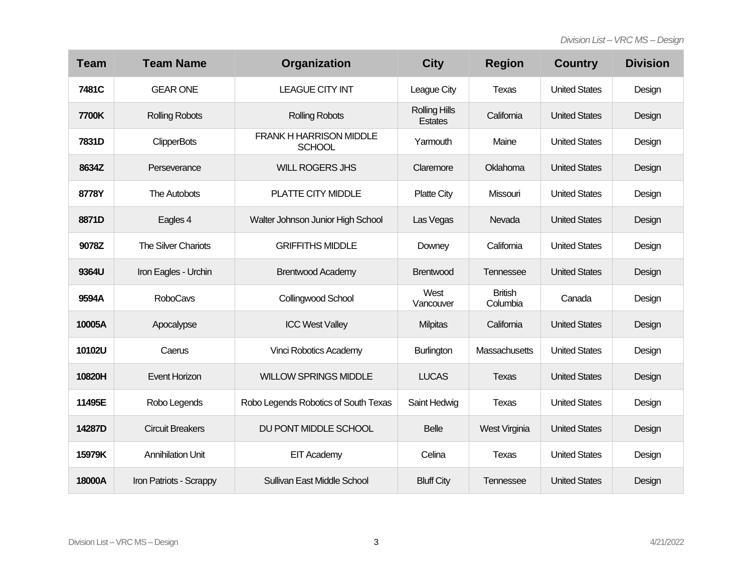| Team | Team Name | Organization | City | Region | Country | Division |
|---|---|---|---|---|---|---|
| 7481C | GEAR ONE | LEAGUE CITY INT | League City | Texas | United States | Design |
| 7700K | Rolling Robots | Rolling Robots | Rolling Hills Estates | California | United States | Design |
| 7831D | ClipperBots | FRANK H HARRISON MIDDLE SCHOOL | Yarmouth | Maine | United States | Design |
| 8634Z | Perseverance | WILL ROGERS JHS | Claremore | Oklahoma | United States | Design |
| 8778Y | The Autobots | PLATTE CITY MIDDLE | Platte City | Missouri | United States | Design |
| 8871D | Eagles 4 | Walter Johnson Junior High School | Las Vegas | Nevada | United States | Design |
| 9078Z | The Silver Chariots | GRIFFITHS MIDDLE | Downey | California | United States | Design |
| 9364U | Iron Eagles - Urchin | Brentwood Academy | Brentwood | Tennessee | United States | Design |
| 9594A | RoboCavs | Collingwood School | West Vancouver | British Columbia | Canada | Design |
| 10005A | Apocalypse | ICC West Valley | Milpitas | California | United States | Design |
| 10102U | Caerus | Vinci Robotics Academy | Burlington | Massachusetts | United States | Design |
| 10820H | Event Horizon | WILLOW SPRINGS MIDDLE | LUCAS | Texas | United States | Design |
| 11495E | Robo Legends | Robo Legends Robotics of South Texas | Saint Hedwig | Texas | United States | Design |
| 14287D | Circuit Breakers | DU PONT MIDDLE SCHOOL | Belle | West Virginia | United States | Design |
| 15979K | Annihilation Unit | EIT Academy | Celina | Texas | United States | Design |
| 18000A | Iron Patriots - Scrappy | Sullivan East Middle School | Bluff City | Tennessee | United States | Design |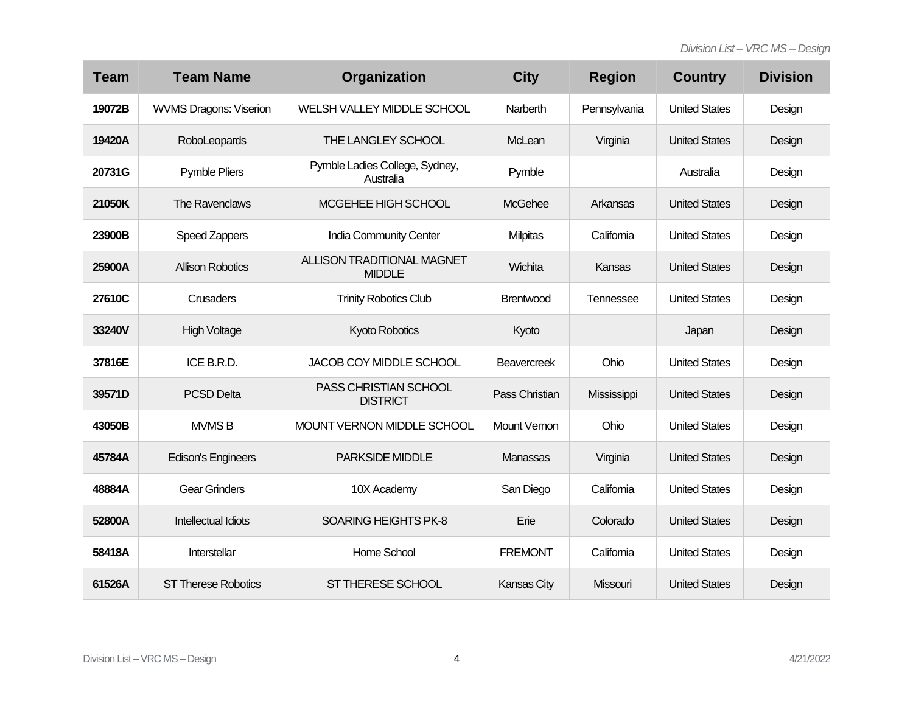| Team | Team Name | Organization | City | Region | Country | Division |
| --- | --- | --- | --- | --- | --- | --- |
| 19072B | WVMS Dragons: Viserion | WELSH VALLEY MIDDLE SCHOOL | Narberth | Pennsylvania | United States | Design |
| 19420A | RoboLeopards | THE LANGLEY SCHOOL | McLean | Virginia | United States | Design |
| 20731G | Pymble Pliers | Pymble Ladies College, Sydney, Australia | Pymble | | Australia | Design |
| 21050K | The Ravenclaws | MCGEHEE HIGH SCHOOL | McGehee | Arkansas | United States | Design |
| 23900B | Speed Zappers | India Community Center | Milpitas | California | United States | Design |
| 25900A | Allison Robotics | ALLISON TRADITIONAL MAGNET MIDDLE | Wichita | Kansas | United States | Design |
| 27610C | Crusaders | Trinity Robotics Club | Brentwood | Tennessee | United States | Design |
| 33240V | High Voltage | Kyoto Robotics | Kyoto | | Japan | Design |
| 37816E | ICE B.R.D. | JACOB COY MIDDLE SCHOOL | Beavercreek | Ohio | United States | Design |
| 39571D | PCSD Delta | PASS CHRISTIAN SCHOOL DISTRICT | Pass Christian | Mississippi | United States | Design |
| 43050B | MVMS B | MOUNT VERNON MIDDLE SCHOOL | Mount Vernon | Ohio | United States | Design |
| 45784A | Edison's Engineers | PARKSIDE MIDDLE | Manassas | Virginia | United States | Design |
| 48884A | Gear Grinders | 10X Academy | San Diego | California | United States | Design |
| 52800A | Intellectual Idiots | SOARING HEIGHTS PK-8 | Erie | Colorado | United States | Design |
| 58418A | Interstellar | Home School | FREMONT | California | United States | Design |
| 61526A | ST Therese Robotics | ST THERESE SCHOOL | Kansas City | Missouri | United States | Design |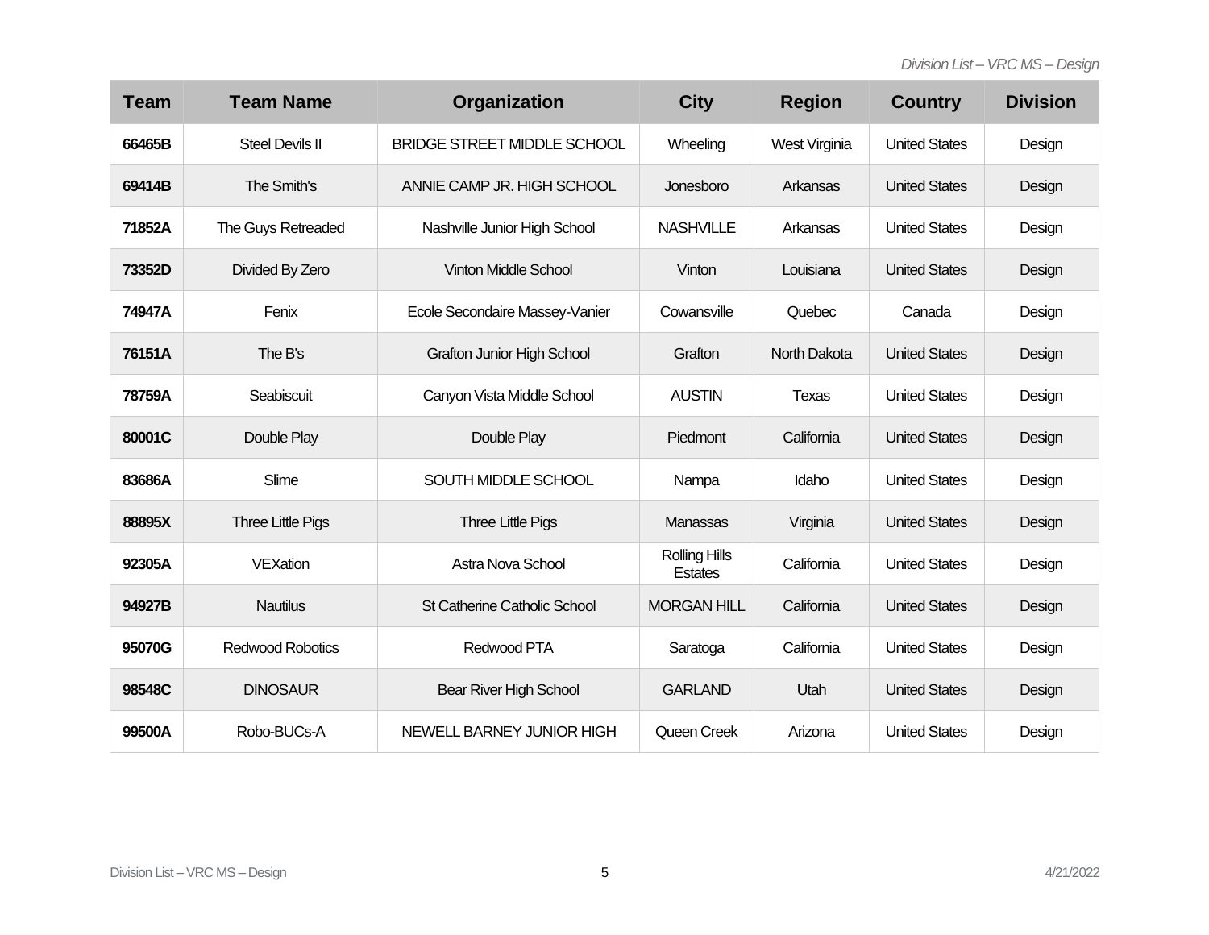| Team | Team Name | Organization | City | Region | Country | Division |
|---|---|---|---|---|---|---|
| 66465B | Steel Devils II | BRIDGE STREET MIDDLE SCHOOL | Wheeling | West Virginia | United States | Design |
| 69414B | The Smith's | ANNIE CAMP JR. HIGH SCHOOL | Jonesboro | Arkansas | United States | Design |
| 71852A | The Guys Retreaded | Nashville Junior High School | NASHVILLE | Arkansas | United States | Design |
| 73352D | Divided By Zero | Vinton Middle School | Vinton | Louisiana | United States | Design |
| 74947A | Fenix | Ecole Secondaire Massey-Vanier | Cowansville | Quebec | Canada | Design |
| 76151A | The B's | Grafton Junior High School | Grafton | North Dakota | United States | Design |
| 78759A | Seabiscuit | Canyon Vista Middle School | AUSTIN | Texas | United States | Design |
| 80001C | Double Play | Double Play | Piedmont | California | United States | Design |
| 83686A | Slime | SOUTH MIDDLE SCHOOL | Nampa | Idaho | United States | Design |
| 88895X | Three Little Pigs | Three Little Pigs | Manassas | Virginia | United States | Design |
| 92305A | VEXation | Astra Nova School | Rolling Hills Estates | California | United States | Design |
| 94927B | Nautilus | St Catherine Catholic School | MORGAN HILL | California | United States | Design |
| 95070G | Redwood Robotics | Redwood PTA | Saratoga | California | United States | Design |
| 98548C | DINOSAUR | Bear River High School | GARLAND | Utah | United States | Design |
| 99500A | Robo-BUCs-A | NEWELL BARNEY JUNIOR HIGH | Queen Creek | Arizona | United States | Design |